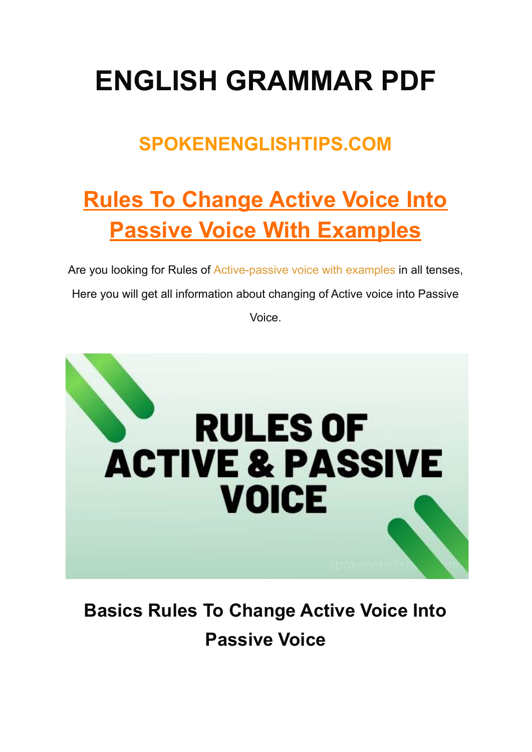# ENGLISH GRAMMAR PDF

## SPOKENENGLISHTIPS.COM

## Rules To Change Active Voice Into Passive Voice With Examples

Are you looking for Rules of Active-passive voice with examples in all tenses, Here you will get all information about changing of Active voice into Passive Voice.

### Basics Rules To Change Active Voice Into Passive Voice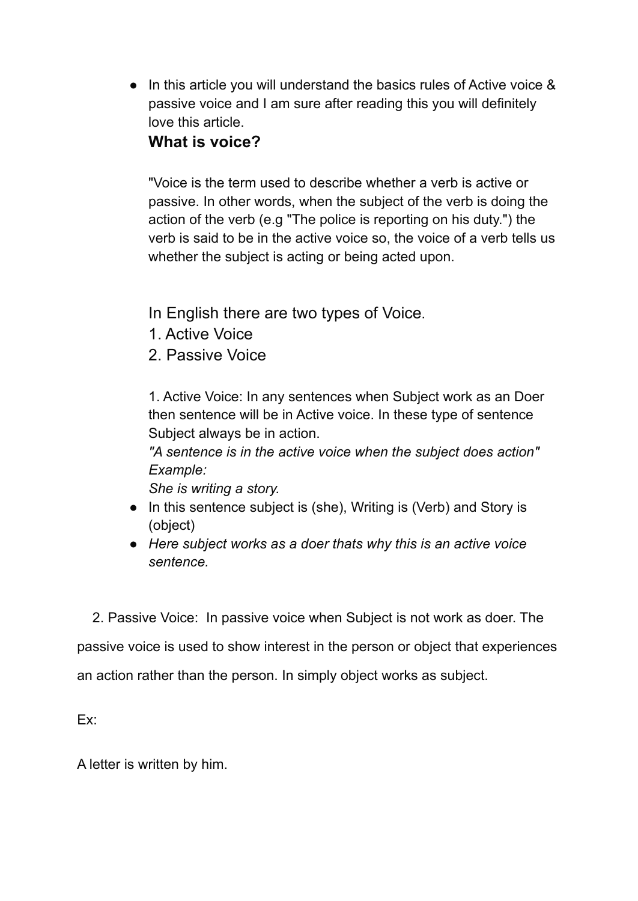- In this article you will understand the basics rules of Active voice & passive voice and I am sure after reading this you will definitely love this article.

  **What is voice?**

  "Voice is the term used to describe whether a verb is active or passive. In other words, when the subject of the verb is doing the action of the verb (e.g "The police is reporting on his duty.") the verb is said to be in the active voice so, the voice of a verb tells us whether the subject is acting or being acted upon.

  In English there are two types of Voice.
  1. Active Voice
  2. Passive Voice

  1. Active Voice: In any sentences when Subject work as an Doer then sentence will be in Active voice. In these type of sentence Subject always be in action.
  *"A sentence is in the active voice when the subject does action"*
  *Example:*
  *She is writing a story.*

- In this sentence subject is (she), Writing is (Verb) and Story is (object)
- *Here subject works as a doer thats why this is an active voice sentence.*

2. Passive Voice: In passive voice when Subject is not work as doer. The passive voice is used to show interest in the person or object that experiences an action rather than the person. In simply object works as subject.

Ex:

A letter is written by him.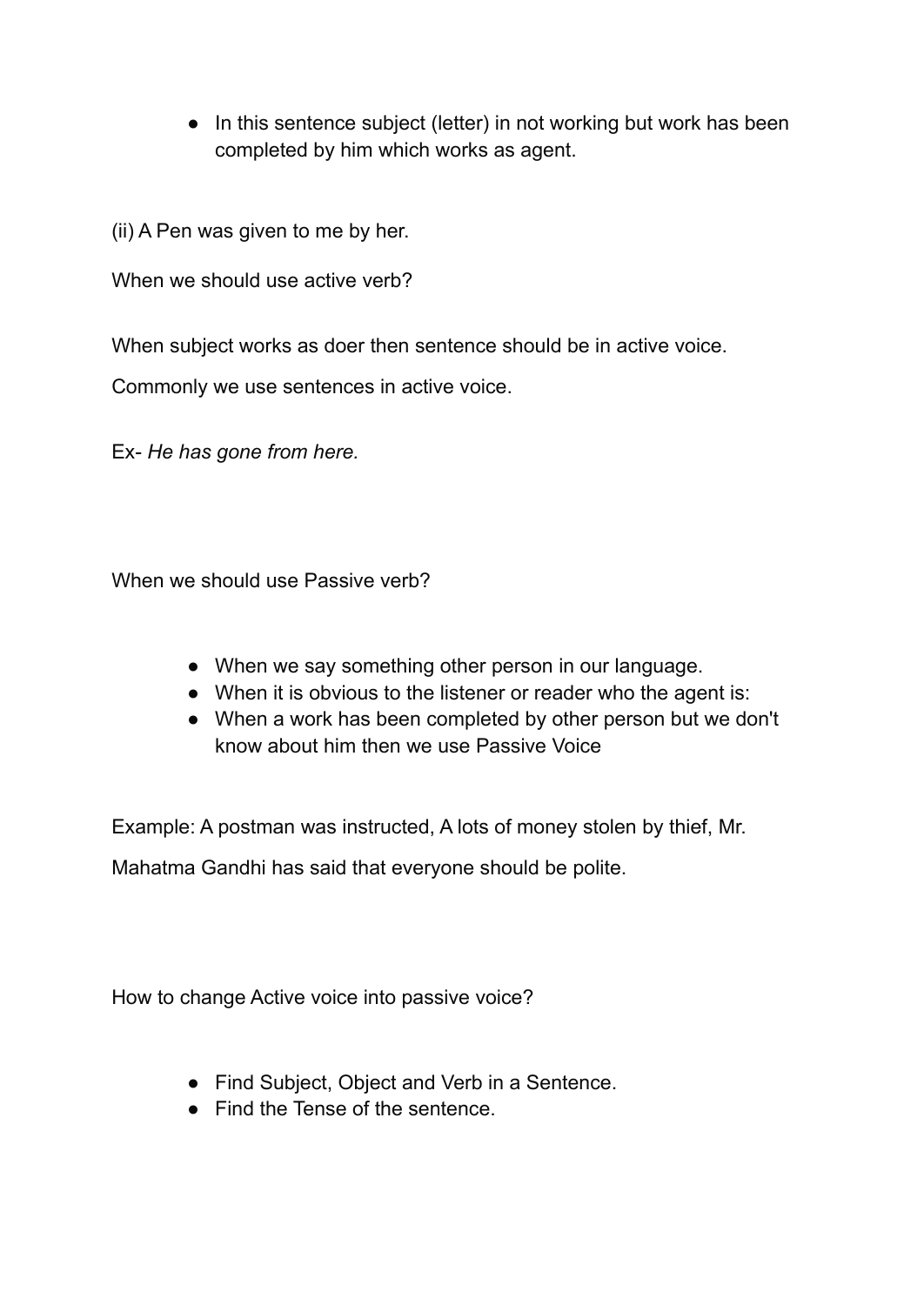- In this sentence subject (letter) in not working but work has been completed by him which works as agent.

(ii) A Pen was given to me by her.

When we should use active verb?

When subject works as doer then sentence should be in active voice.

Commonly we use sentences in active voice.

Ex- *He has gone from here.*

When we should use Passive verb?

- When we say something other person in our language.
- When it is obvious to the listener or reader who the agent is:
- When a work has been completed by other person but we don't know about him then we use Passive Voice

Example: A postman was instructed, A lots of money stolen by thief, Mr. Mahatma Gandhi has said that everyone should be polite.

How to change Active voice into passive voice?

- Find Subject, Object and Verb in a Sentence.
- Find the Tense of the sentence.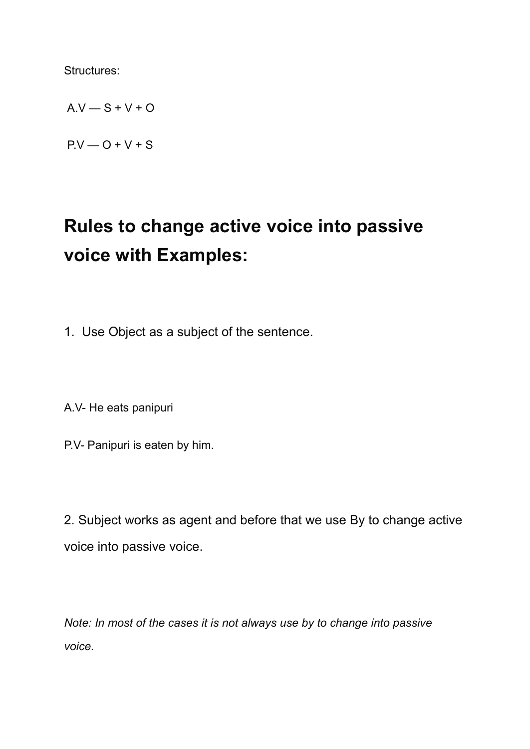Structures:

A.V — S + V + O

P.V — O + V + S

## Rules to change active voice into passive voice with Examples:

1. Use Object as a subject of the sentence.

A.V- He eats panipuri

P.V- Panipuri is eaten by him.

2. Subject works as agent and before that we use By to change active voice into passive voice.

*Note: In most of the cases it is not always use by to change into passive voice.*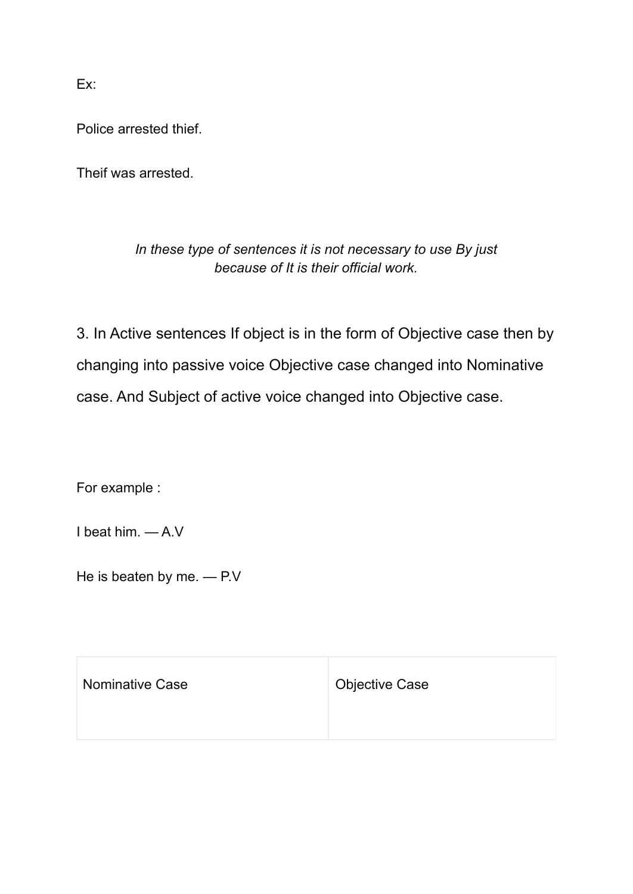Ex:

Police arrested thief.

Theif was arrested.

*In these type of sentences it is not necessary to use By just because of It is their official work.*

3. In Active sentences If object is in the form of Objective case then by changing into passive voice Objective case changed into Nominative case. And Subject of active voice changed into Objective case.

For example :

I beat him. — A.V

He is beaten by me. — P.V

| Nominative Case | Objective Case |
|---|---|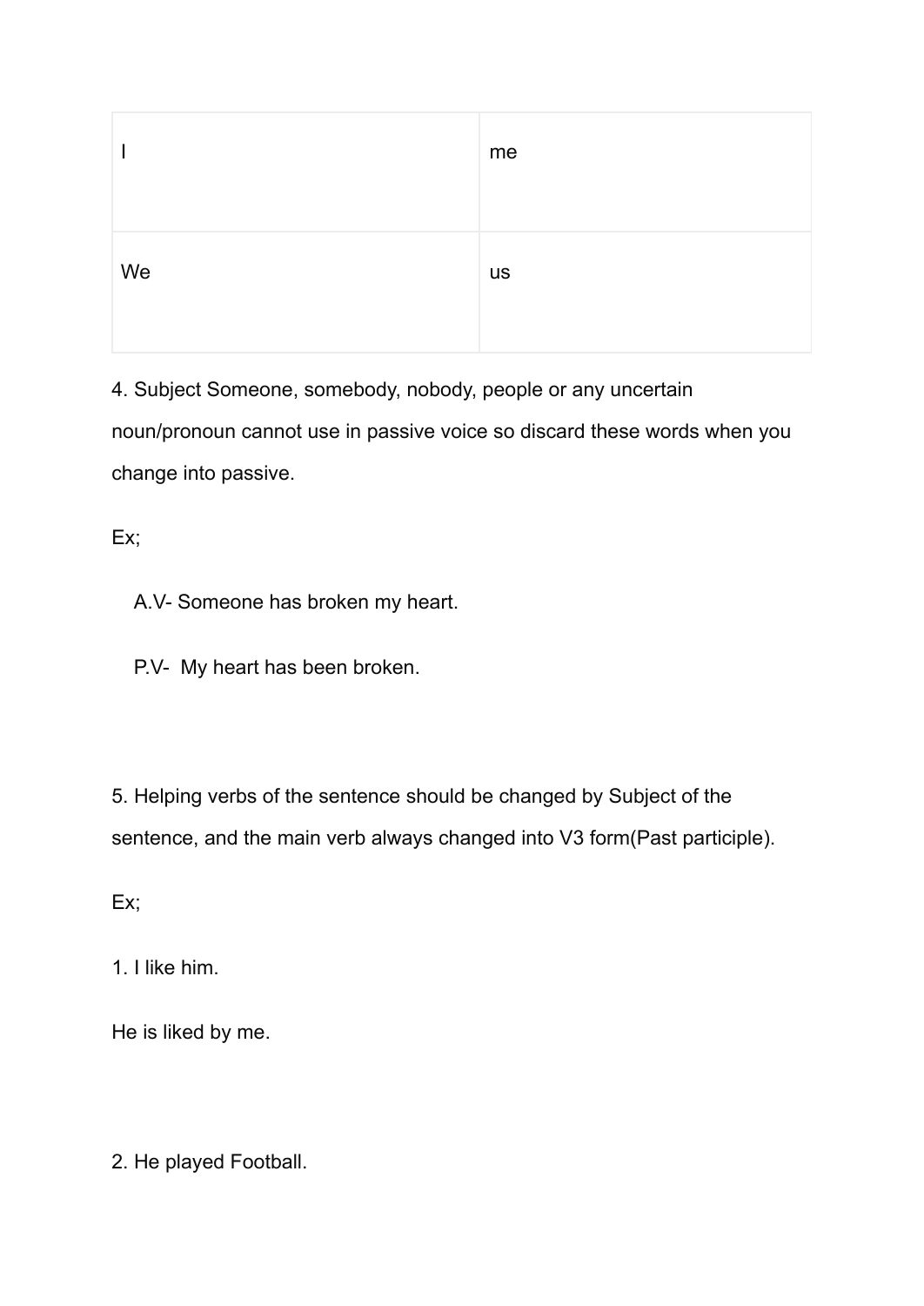| I | me |
|---|---|
| We | us |

4. Subject Someone, somebody, nobody, people or any uncertain noun/pronoun cannot use in passive voice so discard these words when you change into passive.

Ex;

A.V- Someone has broken my heart.

P.V- My heart has been broken.

5. Helping verbs of the sentence should be changed by Subject of the sentence, and the main verb always changed into V3 form(Past participle).

Ex;

1. I like him.

He is liked by me.

2. He played Football.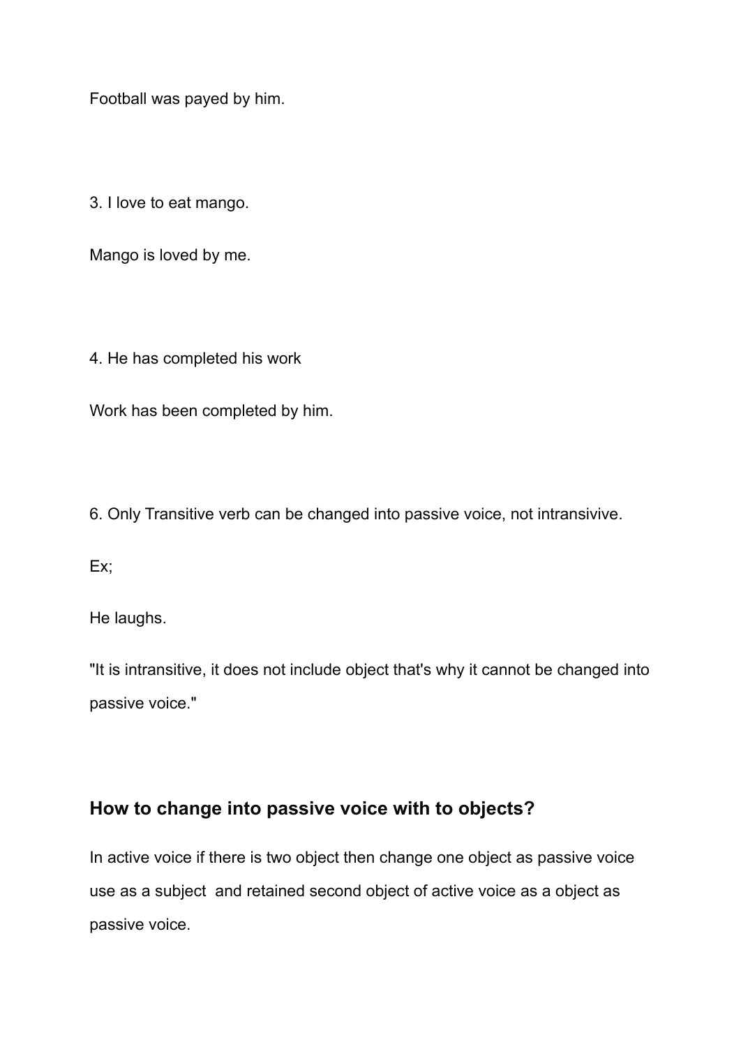Football was payed by him.

3. I love to eat mango.

Mango is loved by me.

4. He has completed his work

Work has been completed by him.

6. Only Transitive verb can be changed into passive voice, not intransivive.

Ex;

He laughs.

"It is intransitive, it does not include object that's why it cannot be changed into passive voice."

## How to change into passive voice with to objects?

In active voice if there is two object then change one object as passive voice use as a subject  and retained second object of active voice as a object as passive voice.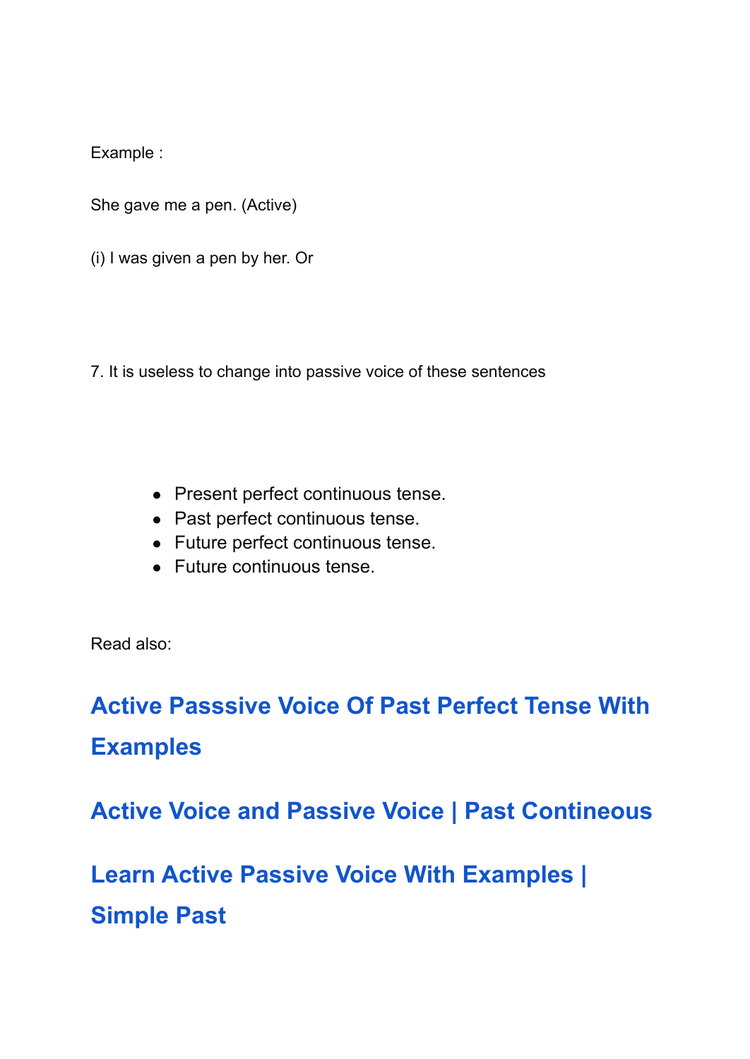Example :

She gave me a pen. (Active)

(i) I was given a pen by her. Or

7. It is useless to change into passive voice of these sentences

- Present perfect continuous tense.
- Past perfect continuous tense.
- Future perfect continuous tense.
- Future continuous tense.

Read also:

## Active Passsive Voice Of Past Perfect Tense With Examples

## Active Voice and Passive Voice | Past Contineous

## Learn Active Passive Voice With Examples | Simple Past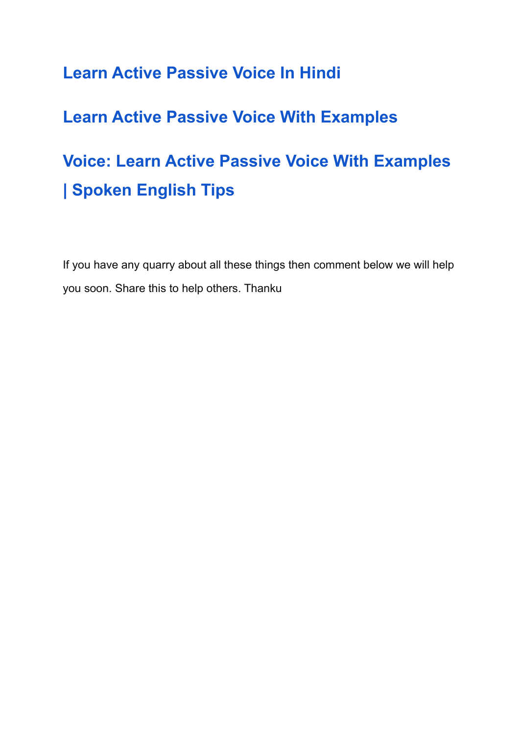## Learn Active Passive Voice In Hindi

## Learn Active Passive Voice With Examples

## Voice: Learn Active Passive Voice With Examples | Spoken English Tips

If you have any quarry about all these things then comment below we will help you soon. Share this to help others. Thanku